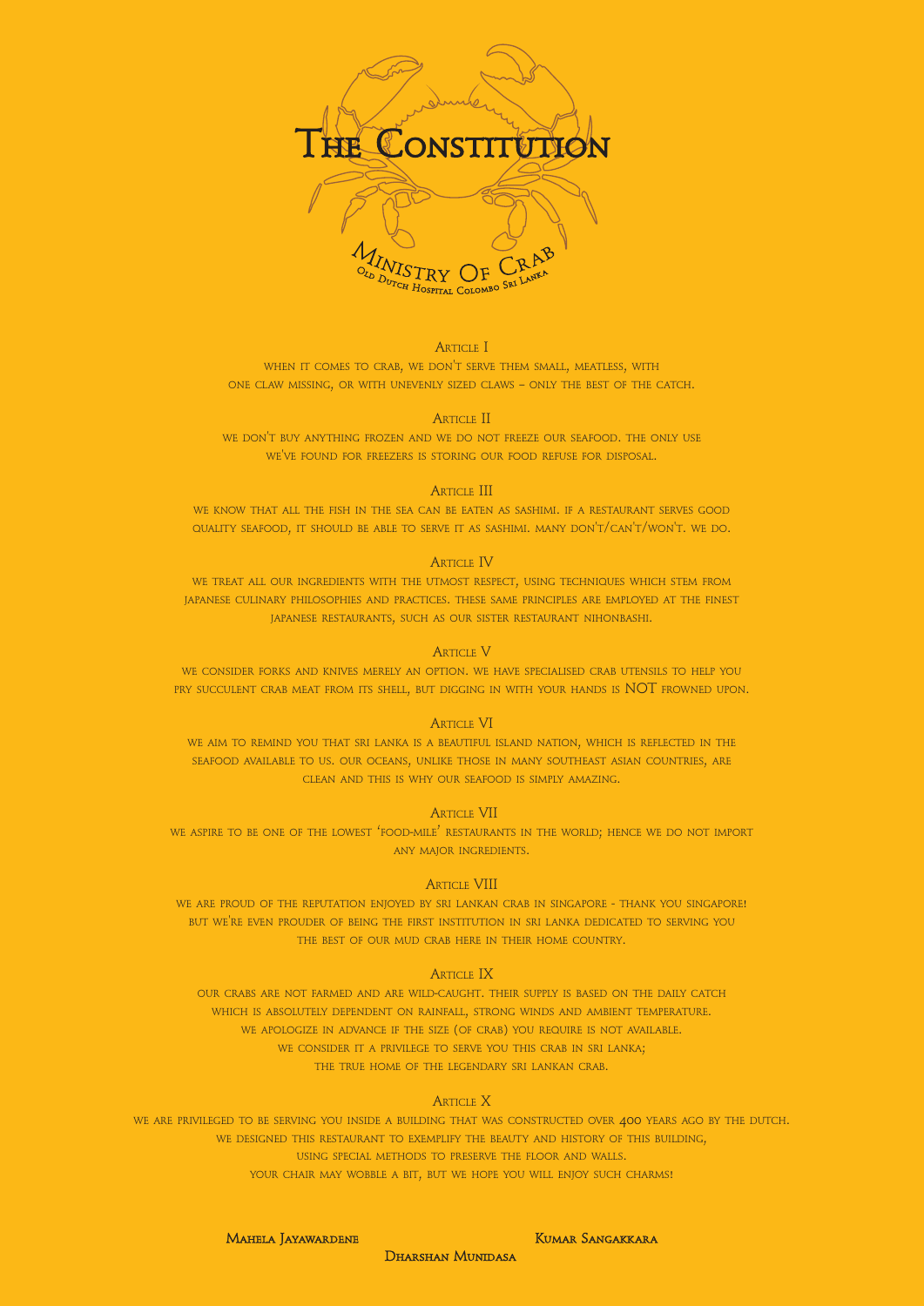# The Constitution

Ministry Of Crab

Old Dutch Hospital Colombo Sri Lanka

## Article I

When it comes to crab, we don't serve them small, meatless, with one claw missing, or with unevenly sized claws – only the best of the catch.

## Article II

We don't buy anything frozen and we do not freeze our seafood. The only use we've found for freezers is storing our food refuse for disposal.

## Article III

We know that all the fish in the sea can be eaten as sashimi. If a restaurant serves good quality seafood, it should be able to serve it as sashimi. Many don't/can't/won't. We do.

## Article IV

We treat all our ingredients with the utmost respect, using techniques which stem from Japanese culinary philosophies and practices. These same principles are employed at the finest Japanese restaurants, such as our sister restaurant Nihonbashi.

## Article V

We consider forks and knives merely an option. We have specialised crab utensils to help you pry succulent crab meat from its shell, but digging in with your hands is NOT frowned upon.

## Article VI

We aim to remind you that Sri Lanka is a beautiful island nation, which is reflected in the seafood available to us. Our oceans, unlike those in many Southeast Asian countries, are clean and this is why our seafood is simply amazing.

## Article VII

We aspire to be one of the lowest 'food-mile' restaurants in the world; hence we do not import any major ingredients.

## Article VIII

We are proud of the reputation enjoyed by Sri Lankan crab in Singapore - thank you Singapore! But we're even prouder of being the first institution in Sri Lanka dedicated to serving you the best of our mud crab here in their home country.

## Article IX

Our crabs are not farmed and are wild-caught. Their supply is based on the daily catch which is absolutely dependent on rainfall, strong winds and ambient temperature. We apologize in advance if the size (of crab) you require is not available. We consider it a privilege to serve you this crab in Sri Lanka; the true home of the legendary Sri Lankan crab.

## Article X

We are privileged to be serving you inside a building that was constructed over 400 years ago by the Dutch. We designed this restaurant to exemplify the beauty and history of this building, using special methods to preserve the floor and walls. Your chair may wobble a bit, but we hope you will enjoy such charms!

Mahela Jayawardene

Dharshan Munidasa

Kumar Sangakkara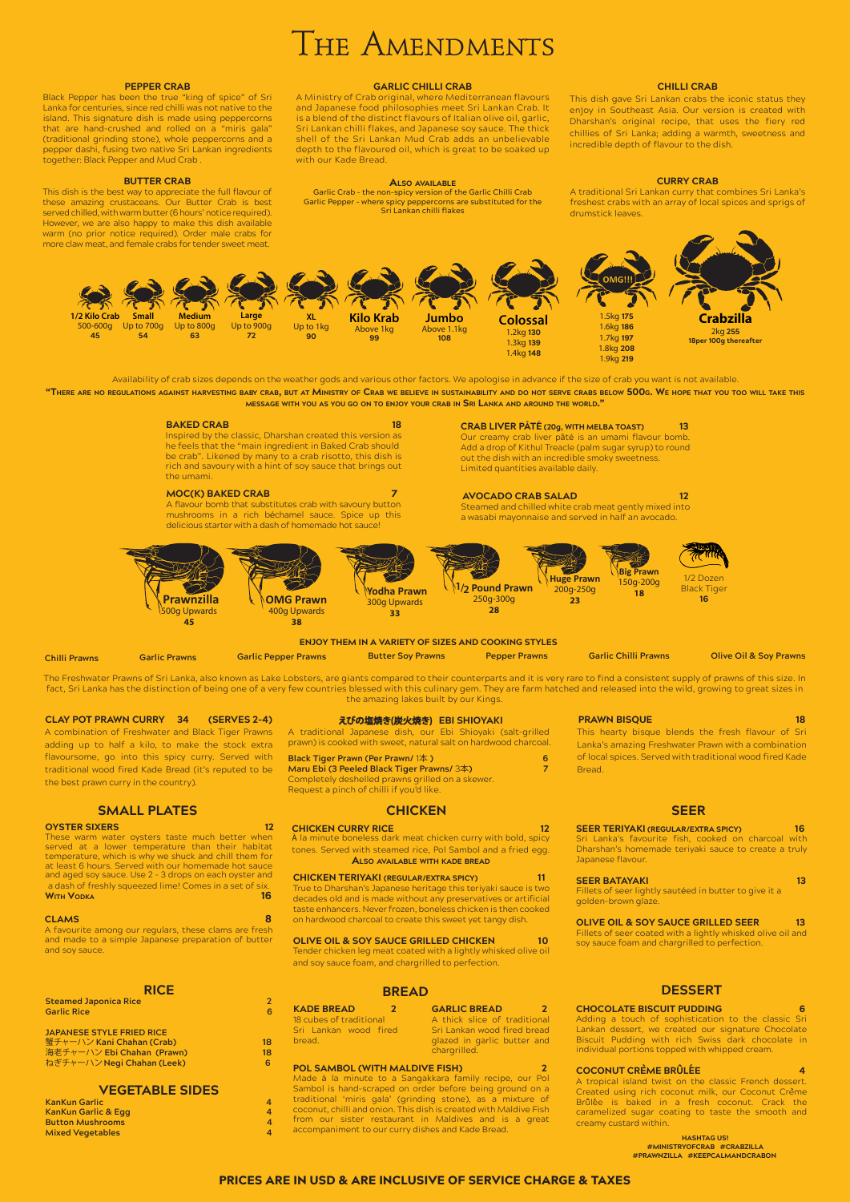# The Amendments

### PEPPER CRAB

Black Pepper has been the true "king of spice" of Sri Lanka for centuries, since red chilli was not native to the island. This signature dish is made using peppercorns that are hand-crushed and rolled on a "miris gala" (traditional grinding stone), whole peppercorns and a pepper dashi, fusing two native Sri Lankan ingredients together: Black Pepper and Mud Crab .

### BUTTER CRAB

This dish is the best way to appreciate the full flavour of these amazing crustaceans. Our Butter Crab is best served chilled, with warm butter (6 hours' notice required). However, we are also happy to make this dish available warm (no prior notice required). Order male crabs for more claw meat, and female crabs for tender sweet meat.

### GARLIC CHILLI CRAB

A Ministry of Crab original, where Mediterranean flavours and Japanese food philosophies meet Sri Lankan Crab. It is a blend of the distinct flavours of Italian olive oil, garlic, Sri Lankan chilli flakes, and Japanese soy sauce. The thick shell of the Sri Lankan Mud Crab adds an unbelievable depth to the flavoured oil, which is great to be soaked up with our Kade Bread.

### Also available

Garlic Crab - the non-spicy version of the Garlic Chilli Crab
Garlic Pepper - where spicy peppercorns are substituted for the Sri Lankan chilli flakes

### CHILLI CRAB

This dish gave Sri Lankan crabs the iconic status they enjoy in Southeast Asia. Our version is created with Dharshan's original recipe, that uses the fiery red chillies of Sri Lanka; adding a warmth, sweetness and incredible depth of flavour to the dish.

### CURRY CRAB

A traditional Sri Lankan curry that combines Sri Lanka's freshest crabs with an array of local spices and sprigs of drumstick leaves.

| Size | Weight | Price |
|---|---|---|
| 1/2 Kilo Crab | 500-600g | 45 |
| Small | Up to 700g | 54 |
| Medium | Up to 800g | 63 |
| Large | Up to 900g | 72 |
| XL | Up to 1kg | 90 |
| Kilo Krab | Above 1kg | 99 |
| Jumbo | Above 1.1kg | 108 |
| Colossal | 1.2kg | 130 |
| | 1.3kg | 139 |
| | 1.4kg | 148 |
| OMG!!! | 1.5kg | 175 |
| | 1.6kg | 186 |
| | 1.7kg | 197 |
| | 1.8kg | 208 |
| | 1.9kg | 219 |
| Crabzilla | 2kg | 255 |
| | 18per 100g thereafter | |

Availability of crab sizes depends on the weather gods and various other factors. We apologise in advance if the size of crab you want is not available.

**"There are no regulations against harvesting baby crab, but at Ministry of Crab we believe in sustainability and do not serve crabs below 500g. We hope that you too will take this message with you as you go on to enjoy your crab in Sri Lanka and around the world."**

### BAKED CRAB — 18

Inspired by the classic, Dharshan created this version as he feels that the "main ingredient in Baked Crab should be crab". Likened by many to a crab risotto, this dish is rich and savoury with a hint of soy sauce that brings out the umami.

### MOC(K) BAKED CRAB — 7

A flavour bomb that substitutes crab with savoury button mushrooms in a rich béchamel sauce. Spice up this delicious starter with a dash of homemade hot sauce!

### CRAB LIVER PÂTÉ (20g, with melba toast) — 13

Our creamy crab liver pâté is an umami flavour bomb. Add a drop of Kithul Treacle (palm sugar syrup) to round out the dish with an incredible smoky sweetness. Limited quantities available daily.

### AVOCADO CRAB SALAD — 12

Steamed and chilled white crab meat gently mixed into a wasabi mayonnaise and served in half an avocado.

| Size | Weight | Price |
|---|---|---|
| Prawnzilla | 500g Upwards | 45 |
| OMG Prawn | 400g Upwards | 38 |
| Yodha Prawn | 300g Upwards | 33 |
| 1/2 Pound Prawn | 250g-300g | 28 |
| Huge Prawn | 200g-250g | 23 |
| Big Prawn | 150g-200g | 18 |
| 1/2 Dozen Black Tiger | | 16 |

**ENJOY THEM IN A VARIETY OF SIZES AND COOKING STYLES**

Chilli Prawns | Garlic Prawns | Garlic Pepper Prawns | Butter Soy Prawns | Pepper Prawns | Garlic Chilli Prawns | Olive Oil & Soy Prawns

The Freshwater Prawns of Sri Lanka, also known as Lake Lobsters, are giants compared to their counterparts and it is very rare to find a consistent supply of prawns of this size. In fact, Sri Lanka has the distinction of being one of a very few countries blessed with this culinary gem. They are farm hatched and released into the wild, growing to great sizes in the amazing lakes built by our Kings.

### CLAY POT PRAWN CURRY — 34 (SERVES 2-4)

A combination of Freshwater and Black Tiger Prawns adding up to half a kilo, to make the stock extra flavoursome, go into this spicy curry. Served with traditional wood fired Kade Bread (it's reputed to be the best prawn curry in the country).

### えびの塩焼き(炭火焼き) EBI SHIOYAKI

A traditional Japanese dish, our Ebi Shioyaki (salt-grilled prawn) is cooked with sweet, natural salt on hardwood charcoal.

**Black Tiger Prawn (Per Prawn/ 1本)** — 6
**Maru Ebi (3 Peeled Black Tiger Prawns/ 3本)** — 7

Completely deshelled prawns grilled on a skewer.
Request a pinch of chilli if you'd like.

### PRAWN BISQUE — 18

This hearty bisque blends the fresh flavour of Sri Lanka's amazing Freshwater Prawn with a combination of local spices. Served with traditional wood fired Kade Bread.

## SMALL PLATES

### OYSTER SIXERS — 12

These warm water oysters taste much better when served at a lower temperature than their habitat temperature, which is why we shuck and chill them for at least 6 hours. Served with our homemade hot sauce and aged soy sauce. Use 2 - 3 drops on each oyster and a dash of freshly squeezed lime! Comes in a set of six.

**With Vodka** — 16

### CLAMS — 8

A favourite among our regulars, these clams are fresh and made to a simple Japanese preparation of butter and soy sauce.

## CHICKEN

### CHICKEN CURRY RICE — 12

À la minute boneless dark meat chicken curry with bold, spicy tones. Served with steamed rice, Pol Sambol and a fried egg.

**Also available with Kade Bread**

### CHICKEN TERIYAKI (REGULAR/EXTRA SPICY) — 11

True to Dharshan's Japanese heritage this teriyaki sauce is two decades old and is made without any preservatives or artificial taste enhancers. Never frozen, boneless chicken is then cooked on hardwood charcoal to create this sweet yet tangy dish.

### OLIVE OIL & SOY SAUCE GRILLED CHICKEN — 10

Tender chicken leg meat coated with a lightly whisked olive oil and soy sauce foam, and chargrilled to perfection.

## SEER

### SEER TERIYAKI (REGULAR/EXTRA SPICY) — 16

Sri Lanka's favourite fish, cooked on charcoal with Dharshan's homemade teriyaki sauce to create a truly Japanese flavour.

### SEER BATAYAKI — 13

Fillets of seer lightly sautéed in butter to give it a golden-brown glaze.

### OLIVE OIL & SOY SAUCE GRILLED SEER — 13

Fillets of seer coated with a lightly whisked olive oil and soy sauce foam and chargrilled to perfection.

## RICE

| Item | Price |
|---|---|
| Steamed Japonica Rice | 2 |
| Garlic Rice | 6 |

**JAPANESE STYLE FRIED RICE**

| Item | Price |
|---|---|
| 蟹チャーハン Kani Chahan (Crab) | 18 |
| 海老チャーハン Ebi Chahan (Prawn) | 18 |
| ねぎチャーハン Negi Chahan (Leek) | 6 |

## VEGETABLE SIDES

| Item | Price |
|---|---|
| KanKun Garlic | 4 |
| KanKun Garlic & Egg | 4 |
| Button Mushrooms | 4 |
| Mixed Vegetables | 4 |

## BREAD

### KADE BREAD — 2

18 cubes of traditional Sri Lankan wood fired bread.

### GARLIC BREAD — 2

A thick slice of traditional Sri Lankan wood fired bread glazed in garlic butter and chargrilled.

### POL SAMBOL (WITH MALDIVE FISH) — 2

Made à la minute to a Sangakkara family recipe, our Pol Sambol is hand-scraped on order before being ground on a traditional 'miris gala' (grinding stone), as a mixture of coconut, chilli and onion. This dish is created with Maldive Fish from our sister restaurant in Maldives and is a great accompaniment to our curry dishes and Kade Bread.

## DESSERT

### CHOCOLATE BISCUIT PUDDING — 6

Adding a touch of sophistication to the classic Sri Lankan dessert, we created our signature Chocolate Biscuit Pudding with rich Swiss dark chocolate in individual portions topped with whipped cream.

### COCONUT CRÈME BRÛLÉE — 4

A tropical island twist on the classic French dessert. Created using rich coconut milk, our Coconut Crème Brûlée is baked in a fresh coconut. Crack the caramelized sugar coating to taste the smooth and creamy custard within.

**HASHTAG US!**
**#MINISTRYOFCRAB #CRABZILLA**
**#PRAWNZILLA #KEEPCALMANDCRABON**

**PRICES ARE IN USD & ARE INCLUSIVE OF SERVICE CHARGE & TAXES**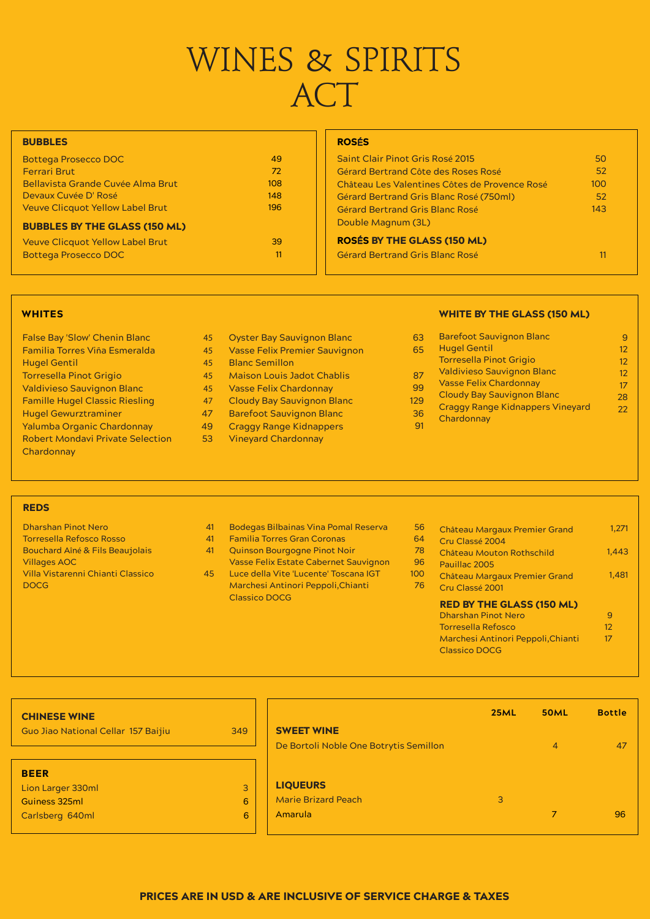# WINES & SPIRITS ACT

## BUBBLES

| Item | Price |
| --- | --- |
| Bottega Prosecco DOC | 49 |
| Ferrari Brut | 72 |
| Bellavista Grande Cuvée Alma Brut | 108 |
| Devaux Cuvée D' Rosé | 148 |
| Veuve Clicquot Yellow Label Brut | 196 |

### BUBBLES BY THE GLASS (150 ML)

| Item | Price |
| --- | --- |
| Veuve Clicquot Yellow Label Brut | 39 |
| Bottega Prosecco DOC | 11 |

## ROSÉS

| Item | Price |
| --- | --- |
| Saint Clair Pinot Gris Rosé 2015 | 50 |
| Gérard Bertrand Côte des Roses Rosé | 52 |
| Château Les Valentines Côtes de Provence Rosé | 100 |
| Gérard Bertrand Gris Blanc Rosé (750ml) | 52 |
| Gérard Bertrand Gris Blanc Rosé Double Magnum (3L) | 143 |

### ROSÉS BY THE GLASS (150 ML)

| Item | Price |
| --- | --- |
| Gérard Bertrand Gris Blanc Rosé | 11 |

## WHITES

| Item | Price |
| --- | --- |
| False Bay 'Slow' Chenin Blanc | 45 |
| Familia Torres Viña Esmeralda | 45 |
| Hugel Gentil | 45 |
| Torresella Pinot Grigio | 45 |
| Valdivieso Sauvignon Blanc | 45 |
| Famille Hugel Classic Riesling | 47 |
| Hugel Gewurztraminer | 47 |
| Yalumba Organic Chardonnay | 49 |
| Robert Mondavi Private Selection Chardonnay | 53 |
| Oyster Bay Sauvignon Blanc | 63 |
| Vasse Felix Premier Sauvignon Blanc Semillon | 65 |
| Maison Louis Jadot Chablis | 87 |
| Vasse Felix Chardonnay | 99 |
| Cloudy Bay Sauvignon Blanc | 129 |
| Barefoot Sauvignon Blanc | 36 |
| Craggy Range Kidnappers Vineyard Chardonnay | 91 |

### WHITE BY THE GLASS (150 ML)

| Item | Price |
| --- | --- |
| Barefoot Sauvignon Blanc | 9 |
| Hugel Gentil | 12 |
| Torresella Pinot Grigio | 12 |
| Valdivieso Sauvignon Blanc | 12 |
| Vasse Felix Chardonnay | 17 |
| Cloudy Bay Sauvignon Blanc | 28 |
| Craggy Range Kidnappers Vineyard Chardonnay | 22 |

## REDS

| Item | Price |
| --- | --- |
| Dharshan Pinot Nero | 41 |
| Torresella Refosco Rosso | 41 |
| Bouchard Aîné & Fils Beaujolais Villages AOC | 41 |
| Villa Vistarenni Chianti Classico DOCG | 45 |
| Bodegas Bilbainas Vina Pomal Reserva | 56 |
| Familia Torres Gran Coronas | 64 |
| Quinson Bourgogne Pinot Noir | 78 |
| Vasse Felix Estate Cabernet Sauvignon | 96 |
| Luce della Vite 'Lucente' Toscana IGT | 100 |
| Marchesi Antinori Peppoli,Chianti Classico DOCG | 76 |
| Château Margaux Premier Grand Cru Classé 2004 | 1,271 |
| Château Mouton Rothschild Pauillac 2005 | 1,443 |
| Château Margaux Premier Grand Cru Classé 2001 | 1,481 |

### RED BY THE GLASS (150 ML)

| Item | Price |
| --- | --- |
| Dharshan Pinot Nero | 9 |
| Torresella Refosco | 12 |
| Marchesi Antinori Peppoli,Chianti Classico DOCG | 17 |

## CHINESE WINE

| Item | Price |
| --- | --- |
| Guo Jiao National Cellar 157 Baijiu | 349 |

## BEER

| Item | Price |
| --- | --- |
| Lion Larger 330ml | 3 |
| Guiness 325ml | 6 |
| Carlsberg 640ml | 6 |

## SWEET WINE & LIQUEURS

| | 25ML | 50ML | Bottle |
| --- | --- | --- | --- |
| **SWEET WINE** | | | |
| De Bortoli Noble One Botrytis Semillon | | 4 | 47 |
| **LIQUEURS** | | | |
| Marie Brizard Peach | 3 | | |
| Amarula | | 7 | 96 |

**PRICES ARE IN USD & ARE INCLUSIVE OF SERVICE CHARGE & TAXES**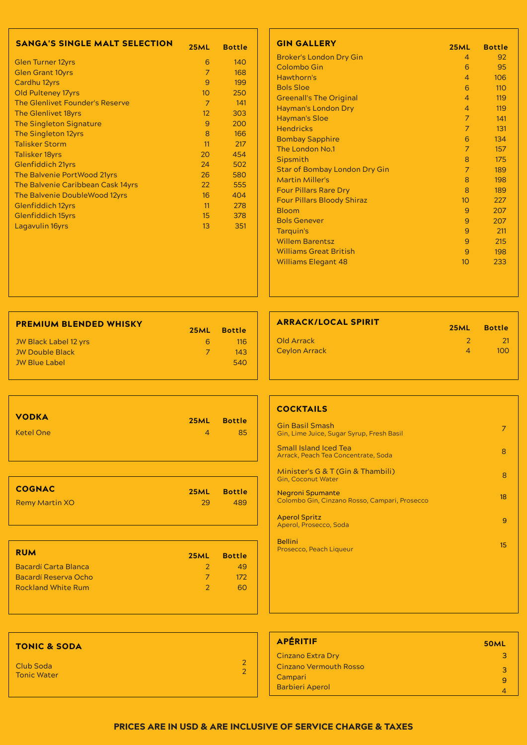## SANGA'S SINGLE MALT SELECTION

| | 25ML | Bottle |
|---|---|---|
| Glen Turner 12yrs | 6 | 140 |
| Glen Grant 10yrs | 7 | 168 |
| Cardhu 12yrs | 9 | 199 |
| Old Pulteney 17yrs | 10 | 250 |
| The Glenlivet Founder's Reserve | 7 | 141 |
| The Glenlivet 18yrs | 12 | 303 |
| The Singleton Signature | 9 | 200 |
| The Singleton 12yrs | 8 | 166 |
| Talisker Storm | 11 | 217 |
| Talisker 18yrs | 20 | 454 |
| Glenfiddich 21yrs | 24 | 502 |
| The Balvenie PortWood 21yrs | 26 | 580 |
| The Balvenie Caribbean Cask 14yrs | 22 | 555 |
| The Balvenie DoubleWood 12yrs | 16 | 404 |
| Glenfiddich 12yrs | 11 | 278 |
| Glenfiddich 15yrs | 15 | 378 |
| Lagavulin 16yrs | 13 | 351 |

## GIN GALLERY

| | 25ML | Bottle |
|---|---|---|
| Broker's London Dry Gin | 4 | 92 |
| Colombo Gin | 6 | 95 |
| Hawthorn's | 4 | 106 |
| Bols Sloe | 6 | 110 |
| Greenall's The Original | 4 | 119 |
| Hayman's London Dry | 4 | 119 |
| Hayman's Sloe | 7 | 141 |
| Hendricks | 7 | 131 |
| Bombay Sapphire | 6 | 134 |
| The London No.1 | 7 | 157 |
| Sipsmith | 8 | 175 |
| Star of Bombay London Dry Gin | 7 | 189 |
| Martin Miller's | 8 | 198 |
| Four Pillars Rare Dry | 8 | 189 |
| Four Pillars Bloody Shiraz | 10 | 227 |
| Bloom | 9 | 207 |
| Bols Genever | 9 | 207 |
| Tarquin's | 9 | 211 |
| Willem Barentsz | 9 | 215 |
| Williams Great British | 9 | 198 |
| Williams Elegant 48 | 10 | 233 |

## PREMIUM BLENDED WHISKY

| | 25ML | Bottle |
|---|---|---|
| JW Black Label 12 yrs | 6 | 116 |
| JW Double Black | 7 | 143 |
| JW Blue Label | | 540 |

## ARRACK/LOCAL SPIRIT

| | 25ML | Bottle |
|---|---|---|
| Old Arrack | 2 | 21 |
| Ceylon Arrack | 4 | 100 |

## VODKA

| | 25ML | Bottle |
|---|---|---|
| Ketel One | 4 | 85 |

## COGNAC

| | 25ML | Bottle |
|---|---|---|
| Remy Martin XO | 29 | 489 |

## RUM

| | 25ML | Bottle |
|---|---|---|
| Bacardi Carta Blanca | 2 | 49 |
| Bacardi Reserva Ocho | 7 | 172 |
| Rockland White Rum | 2 | 60 |

## COCKTAILS

| | |
|---|---|
| **Gin Basil Smash**<br>Gin, Lime Juice, Sugar Syrup, Fresh Basil | 7 |
| **Small Island Iced Tea**<br>Arrack, Peach Tea Concentrate, Soda | 8 |
| **Minister's G & T (Gin & Thambili)**<br>Gin, Coconut Water | 8 |
| **Negroni Spumante**<br>Colombo Gin, Cinzano Rosso, Campari, Prosecco | 18 |
| **Aperol Spritz**<br>Aperol, Prosecco, Soda | 9 |
| **Bellini**<br>Prosecco, Peach Liqueur | 15 |

## TONIC & SODA

| | |
|---|---|
| Club Soda | 2 |
| Tonic Water | 2 |

## APÉRITIF

| | 50ML |
|---|---|
| Cinzano Extra Dry | 3 |
| Cinzano Vermouth Rosso | 3 |
| Campari | 9 |
| Barbieri Aperol | 4 |

**PRICES ARE IN USD & ARE INCLUSIVE OF SERVICE CHARGE & TAXES**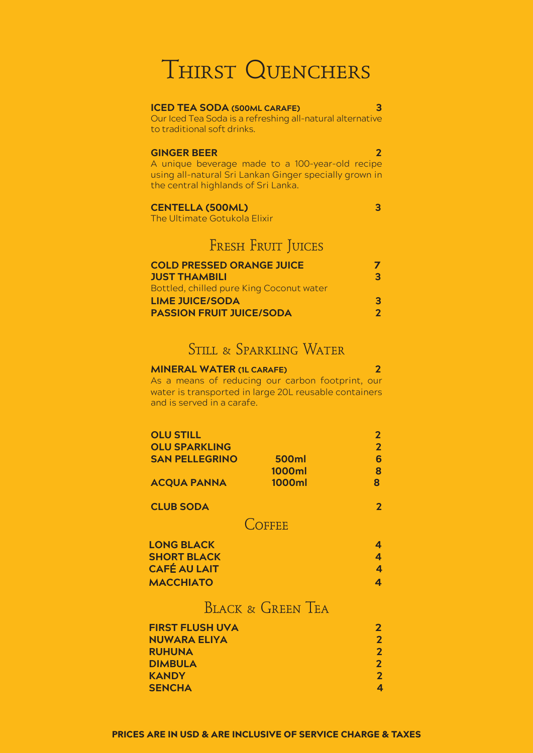# Thirst Quenchers

**ICED TEA SODA (500ML CARAFE)** **3**

Our Iced Tea Soda is a refreshing all-natural alternative to traditional soft drinks.

**GINGER BEER** **2**

A unique beverage made to a 100-year-old recipe using all-natural Sri Lankan Ginger specially grown in the central highlands of Sri Lanka.

**CENTELLA (500ML)** **3**

The Ultimate Gotukola Elixir

## Fresh Fruit Juices

**COLD PRESSED ORANGE JUICE** **7**

**JUST THAMBILI** **3**

Bottled, chilled pure King Coconut water

**LIME JUICE/SODA** **3**

**PASSION FRUIT JUICE/SODA** **2**

## Still & Sparkling Water

**MINERAL WATER (1L CARAFE)** **2**

As a means of reducing our carbon footprint, our water is transported in large 20L reusable containers and is served in a carafe.

| | | |
|---|---|---|
| **OLU STILL** | | **2** |
| **OLU SPARKLING** | | **2** |
| **SAN PELLEGRINO** | **500ml** | **6** |
| | **1000ml** | **8** |
| **ACQUA PANNA** | **1000ml** | **8** |
| **CLUB SODA** | | **2** |

## Coffee

**LONG BLACK** **4**

**SHORT BLACK** **4**

**CAFÉ AU LAIT** **4**

**MACCHIATO** **4**

## Black & Green Tea

**FIRST FLUSH UVA** **2**

**NUWARA ELIYA** **2**

**RUHUNA** **2**

**DIMBULA** **2**

**KANDY** **2**

**SENCHA** **4**

**PRICES ARE IN USD & ARE INCLUSIVE OF SERVICE CHARGE & TAXES**